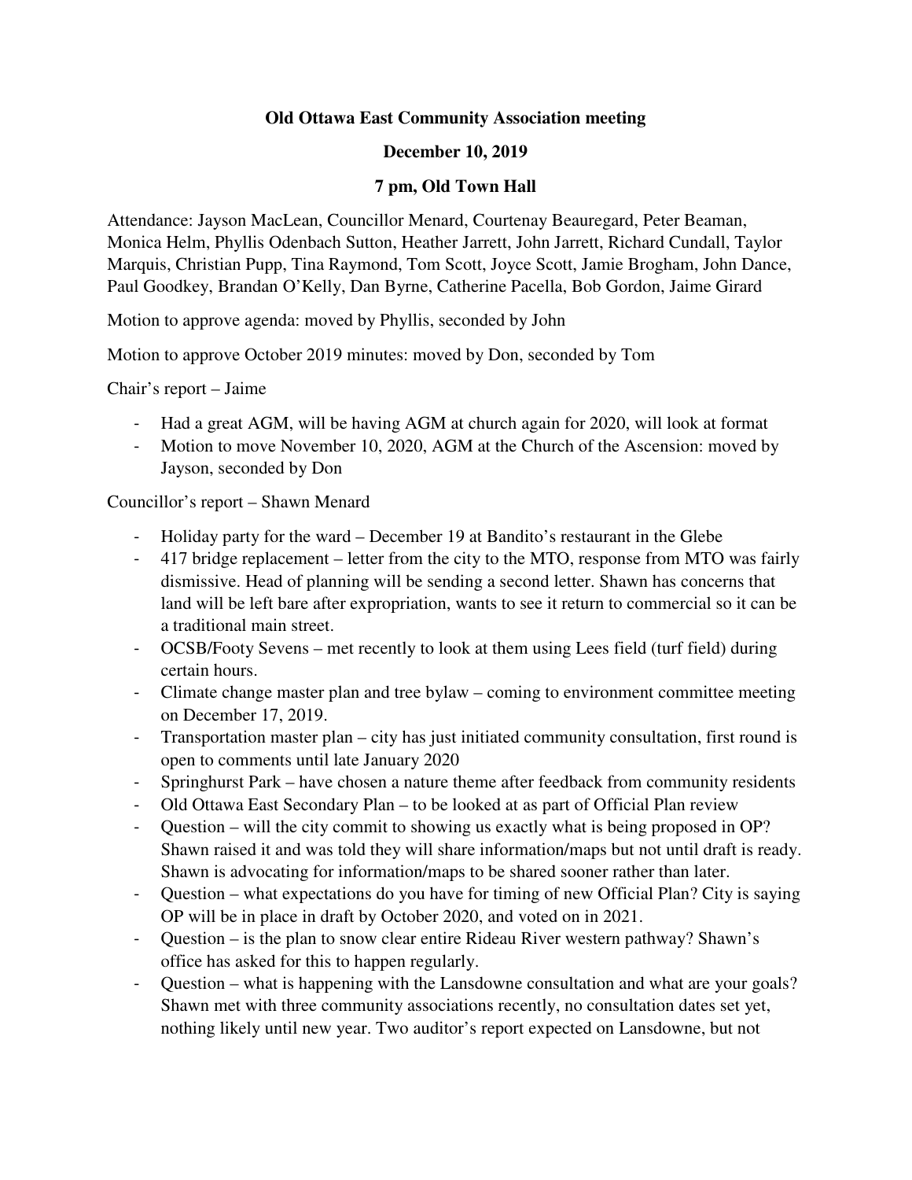**Old Ottawa East Community Association meeting**

**December 10, 2019**

**7 pm, Old Town Hall**

Attendance: Jayson MacLean, Councillor Menard, Courtenay Beauregard, Peter Beaman, Monica Helm, Phyllis Odenbach Sutton, Heather Jarrett, John Jarrett, Richard Cundall, Taylor Marquis, Christian Pupp, Tina Raymond, Tom Scott, Joyce Scott, Jamie Brogham, John Dance, Paul Goodkey, Brandan O'Kelly, Dan Byrne, Catherine Pacella, Bob Gordon, Jaime Girard

Motion to approve agenda: moved by Phyllis, seconded by John

Motion to approve October 2019 minutes: moved by Don, seconded by Tom

Chair's report – Jaime

- Had a great AGM, will be having AGM at church again for 2020, will look at format
- Motion to move November 10, 2020, AGM at the Church of the Ascension: moved by Jayson, seconded by Don

Councillor's report – Shawn Menard

- Holiday party for the ward – December 19 at Bandito's restaurant in the Glebe
- 417 bridge replacement – letter from the city to the MTO, response from MTO was fairly dismissive. Head of planning will be sending a second letter. Shawn has concerns that land will be left bare after expropriation, wants to see it return to commercial so it can be a traditional main street.
- OCSB/Footy Sevens – met recently to look at them using Lees field (turf field) during certain hours.
- Climate change master plan and tree bylaw – coming to environment committee meeting on December 17, 2019.
- Transportation master plan – city has just initiated community consultation, first round is open to comments until late January 2020
- Springhurst Park – have chosen a nature theme after feedback from community residents
- Old Ottawa East Secondary Plan – to be looked at as part of Official Plan review
- Question – will the city commit to showing us exactly what is being proposed in OP? Shawn raised it and was told they will share information/maps but not until draft is ready. Shawn is advocating for information/maps to be shared sooner rather than later.
- Question – what expectations do you have for timing of new Official Plan? City is saying OP will be in place in draft by October 2020, and voted on in 2021.
- Question – is the plan to snow clear entire Rideau River western pathway? Shawn's office has asked for this to happen regularly.
- Question – what is happening with the Lansdowne consultation and what are your goals? Shawn met with three community associations recently, no consultation dates set yet, nothing likely until new year. Two auditor's report expected on Lansdowne, but not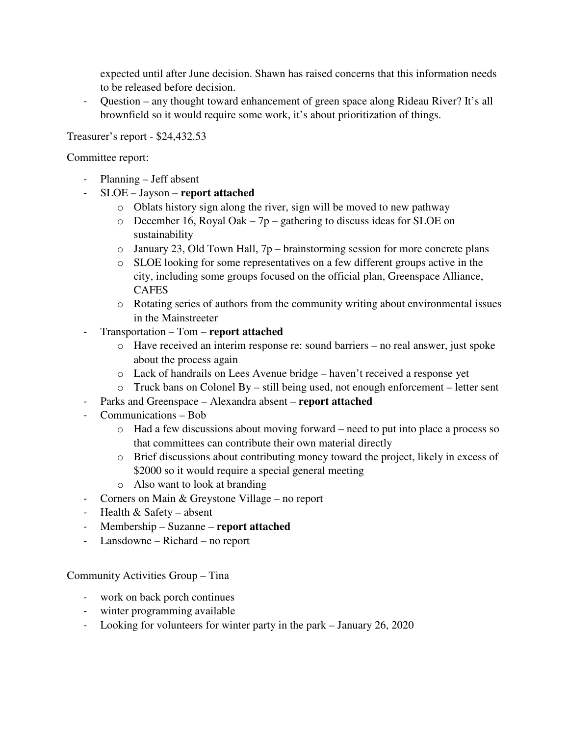expected until after June decision. Shawn has raised concerns that this information needs to be released before decision.

- Question – any thought toward enhancement of green space along Rideau River? It's all brownfield so it would require some work, it's about prioritization of things.

Treasurer's report - $24,432.53

Committee report:

- Planning – Jeff absent
- SLOE – Jayson – **report attached**
    - Oblats history sign along the river, sign will be moved to new pathway
    - December 16, Royal Oak – 7p – gathering to discuss ideas for SLOE on sustainability
    - January 23, Old Town Hall, 7p – brainstorming session for more concrete plans
    - SLOE looking for some representatives on a few different groups active in the city, including some groups focused on the official plan, Greenspace Alliance, CAFES
    - Rotating series of authors from the community writing about environmental issues in the Mainstreeter
- Transportation – Tom – **report attached**
    - Have received an interim response re: sound barriers – no real answer, just spoke about the process again
    - Lack of handrails on Lees Avenue bridge – haven't received a response yet
    - Truck bans on Colonel By – still being used, not enough enforcement – letter sent
- Parks and Greenspace – Alexandra absent – **report attached**
- Communications – Bob
    - Had a few discussions about moving forward – need to put into place a process so that committees can contribute their own material directly
    - Brief discussions about contributing money toward the project, likely in excess of $2000 so it would require a special general meeting
    - Also want to look at branding
- Corners on Main & Greystone Village – no report
- Health & Safety – absent
- Membership – Suzanne – **report attached**
- Lansdowne – Richard – no report

Community Activities Group – Tina

- work on back porch continues
- winter programming available
- Looking for volunteers for winter party in the park – January 26, 2020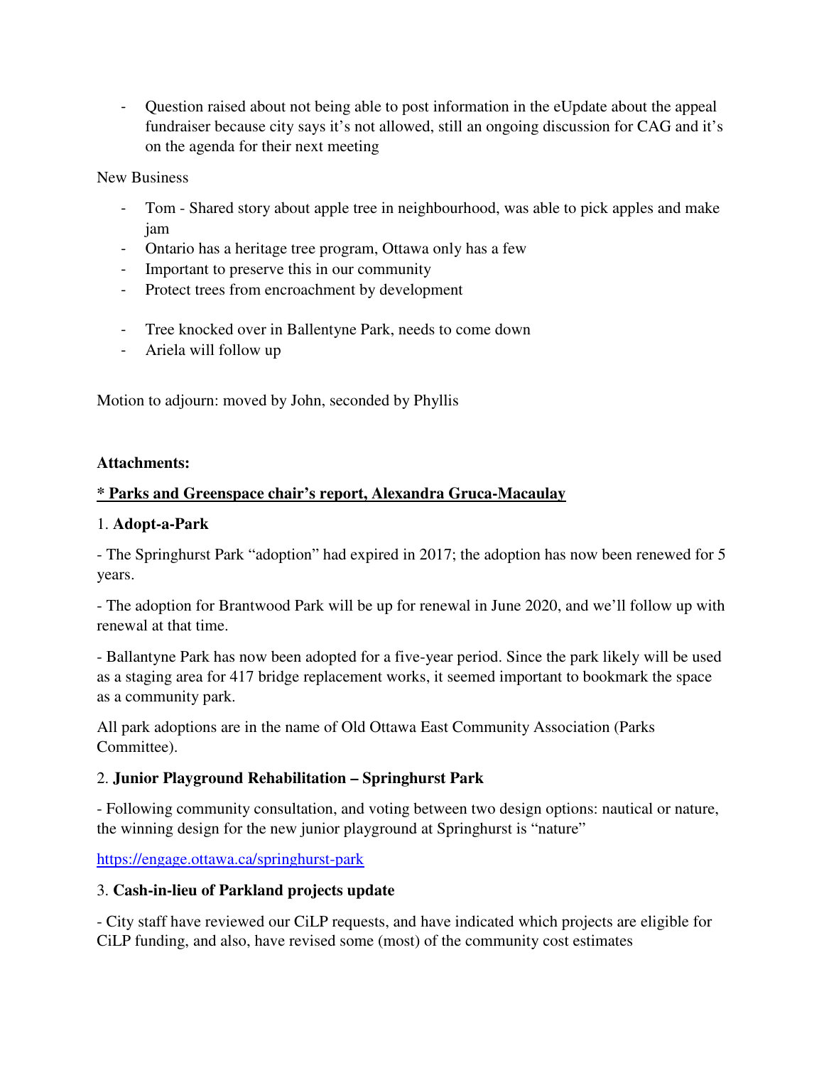- Question raised about not being able to post information in the eUpdate about the appeal fundraiser because city says it's not allowed, still an ongoing discussion for CAG and it's on the agenda for their next meeting

New Business

- Tom - Shared story about apple tree in neighbourhood, was able to pick apples and make jam
- Ontario has a heritage tree program, Ottawa only has a few
- Important to preserve this in our community
- Protect trees from encroachment by development

- Tree knocked over in Ballentyne Park, needs to come down
- Ariela will follow up

Motion to adjourn: moved by John, seconded by Phyllis

**Attachments:**

**<u>* Parks and Greenspace chair's report, Alexandra Gruca-Macaulay</u>**

1. **Adopt-a-Park**

- The Springhurst Park "adoption" had expired in 2017; the adoption has now been renewed for 5 years.

- The adoption for Brantwood Park will be up for renewal in June 2020, and we'll follow up with renewal at that time.

- Ballantyne Park has now been adopted for a five-year period. Since the park likely will be used as a staging area for 417 bridge replacement works, it seemed important to bookmark the space as a community park.

All park adoptions are in the name of Old Ottawa East Community Association (Parks Committee).

2. **Junior Playground Rehabilitation – Springhurst Park**

- Following community consultation, and voting between two design options: nautical or nature, the winning design for the new junior playground at Springhurst is "nature"

https://engage.ottawa.ca/springhurst-park

3. **Cash-in-lieu of Parkland projects update**

- City staff have reviewed our CiLP requests, and have indicated which projects are eligible for CiLP funding, and also, have revised some (most) of the community cost estimates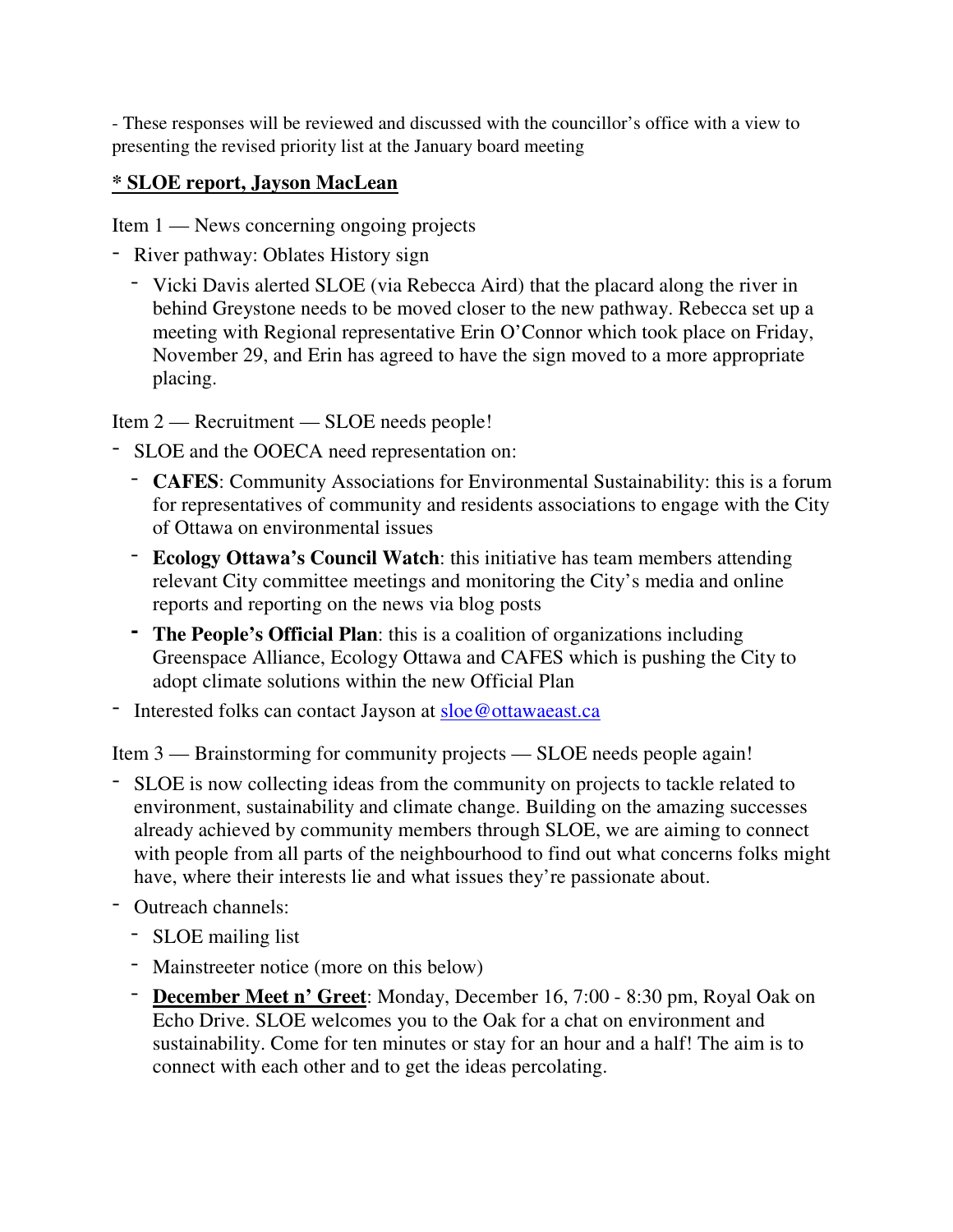- These responses will be reviewed and discussed with the councillor's office with a view to presenting the revised priority list at the January board meeting

**<u>* SLOE report, Jayson MacLean</u>**

Item 1 — News concerning ongoing projects

- River pathway: Oblates History sign
  - Vicki Davis alerted SLOE (via Rebecca Aird) that the placard along the river in behind Greystone needs to be moved closer to the new pathway. Rebecca set up a meeting with Regional representative Erin O'Connor which took place on Friday, November 29, and Erin has agreed to have the sign moved to a more appropriate placing.

Item 2 — Recruitment — SLOE needs people!

- SLOE and the OOECA need representation on:
  - **CAFES**: Community Associations for Environmental Sustainability: this is a forum for representatives of community and residents associations to engage with the City of Ottawa on environmental issues
  - **Ecology Ottawa's Council Watch**: this initiative has team members attending relevant City committee meetings and monitoring the City's media and online reports and reporting on the news via blog posts
  - **The People's Official Plan**: this is a coalition of organizations including Greenspace Alliance, Ecology Ottawa and CAFES which is pushing the City to adopt climate solutions within the new Official Plan
- Interested folks can contact Jayson at sloe@ottawaeast.ca

Item 3 — Brainstorming for community projects — SLOE needs people again!

- SLOE is now collecting ideas from the community on projects to tackle related to environment, sustainability and climate change. Building on the amazing successes already achieved by community members through SLOE, we are aiming to connect with people from all parts of the neighbourhood to find out what concerns folks might have, where their interests lie and what issues they're passionate about.
- Outreach channels:
  - SLOE mailing list
  - Mainstreeter notice (more on this below)
  - **<u>December Meet n' Greet</u>**: Monday, December 16, 7:00 - 8:30 pm, Royal Oak on Echo Drive. SLOE welcomes you to the Oak for a chat on environment and sustainability. Come for ten minutes or stay for an hour and a half! The aim is to connect with each other and to get the ideas percolating.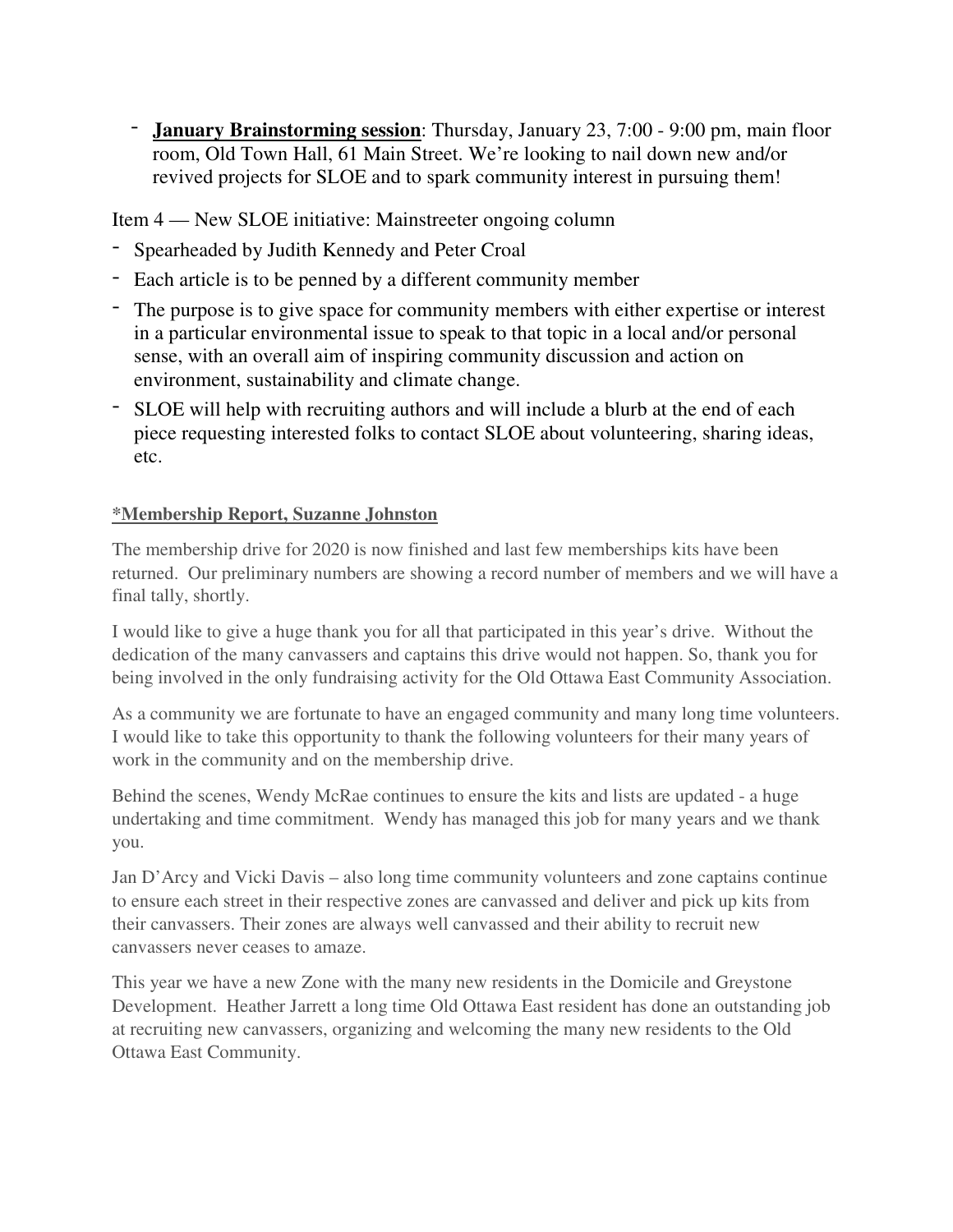- **January Brainstorming session**: Thursday, January 23, 7:00 - 9:00 pm, main floor room, Old Town Hall, 61 Main Street. We're looking to nail down new and/or revived projects for SLOE and to spark community interest in pursuing them!

Item 4 — New SLOE initiative: Mainstreeter ongoing column

- Spearheaded by Judith Kennedy and Peter Croal
- Each article is to be penned by a different community member
- The purpose is to give space for community members with either expertise or interest in a particular environmental issue to speak to that topic in a local and/or personal sense, with an overall aim of inspiring community discussion and action on environment, sustainability and climate change.
- SLOE will help with recruiting authors and will include a blurb at the end of each piece requesting interested folks to contact SLOE about volunteering, sharing ideas, etc.

**\*Membership Report, Suzanne Johnston**

The membership drive for 2020 is now finished and last few memberships kits have been returned. Our preliminary numbers are showing a record number of members and we will have a final tally, shortly.

I would like to give a huge thank you for all that participated in this year's drive. Without the dedication of the many canvassers and captains this drive would not happen. So, thank you for being involved in the only fundraising activity for the Old Ottawa East Community Association.

As a community we are fortunate to have an engaged community and many long time volunteers. I would like to take this opportunity to thank the following volunteers for their many years of work in the community and on the membership drive.

Behind the scenes, Wendy McRae continues to ensure the kits and lists are updated - a huge undertaking and time commitment. Wendy has managed this job for many years and we thank you.

Jan D'Arcy and Vicki Davis – also long time community volunteers and zone captains continue to ensure each street in their respective zones are canvassed and deliver and pick up kits from their canvassers. Their zones are always well canvassed and their ability to recruit new canvassers never ceases to amaze.

This year we have a new Zone with the many new residents in the Domicile and Greystone Development. Heather Jarrett a long time Old Ottawa East resident has done an outstanding job at recruiting new canvassers, organizing and welcoming the many new residents to the Old Ottawa East Community.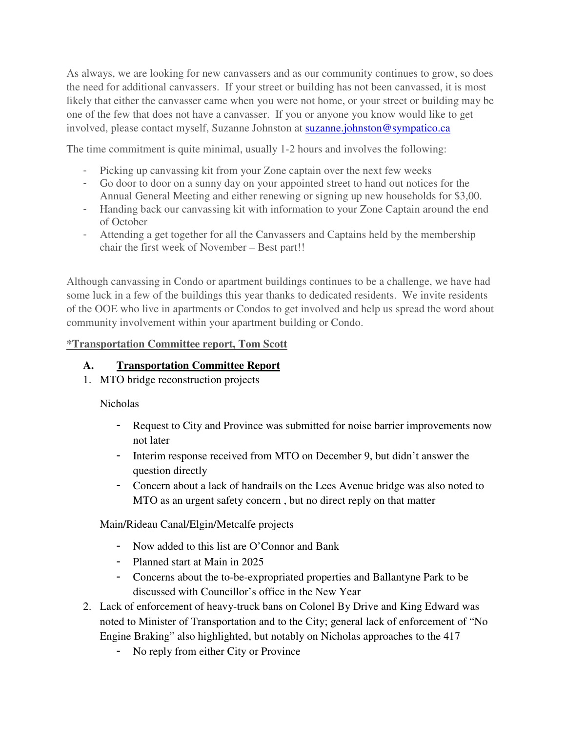As always, we are looking for new canvassers and as our community continues to grow, so does the need for additional canvassers. If your street or building has not been canvassed, it is most likely that either the canvasser came when you were not home, or your street or building may be one of the few that does not have a canvasser. If you or anyone you know would like to get involved, please contact myself, Suzanne Johnston at suzanne.johnston@sympatico.ca

The time commitment is quite minimal, usually 1-2 hours and involves the following:

- Picking up canvassing kit from your Zone captain over the next few weeks
- Go door to door on a sunny day on your appointed street to hand out notices for the Annual General Meeting and either renewing or signing up new households for $3,00.
- Handing back our canvassing kit with information to your Zone Captain around the end of October
- Attending a get together for all the Canvassers and Captains held by the membership chair the first week of November – Best part!!

Although canvassing in Condo or apartment buildings continues to be a challenge, we have had some luck in a few of the buildings this year thanks to dedicated residents. We invite residents of the OOE who live in apartments or Condos to get involved and help us spread the word about community involvement within your apartment building or Condo.

**\*Transportation Committee report, Tom Scott**

**A. Transportation Committee Report**

1. MTO bridge reconstruction projects

   Nicholas

   - Request to City and Province was submitted for noise barrier improvements now not later
   - Interim response received from MTO on December 9, but didn't answer the question directly
   - Concern about a lack of handrails on the Lees Avenue bridge was also noted to MTO as an urgent safety concern , but no direct reply on that matter

   Main/Rideau Canal/Elgin/Metcalfe projects

   - Now added to this list are O'Connor and Bank
   - Planned start at Main in 2025
   - Concerns about the to-be-expropriated properties and Ballantyne Park to be discussed with Councillor's office in the New Year

2. Lack of enforcement of heavy-truck bans on Colonel By Drive and King Edward was noted to Minister of Transportation and to the City; general lack of enforcement of "No Engine Braking" also highlighted, but notably on Nicholas approaches to the 417
   - No reply from either City or Province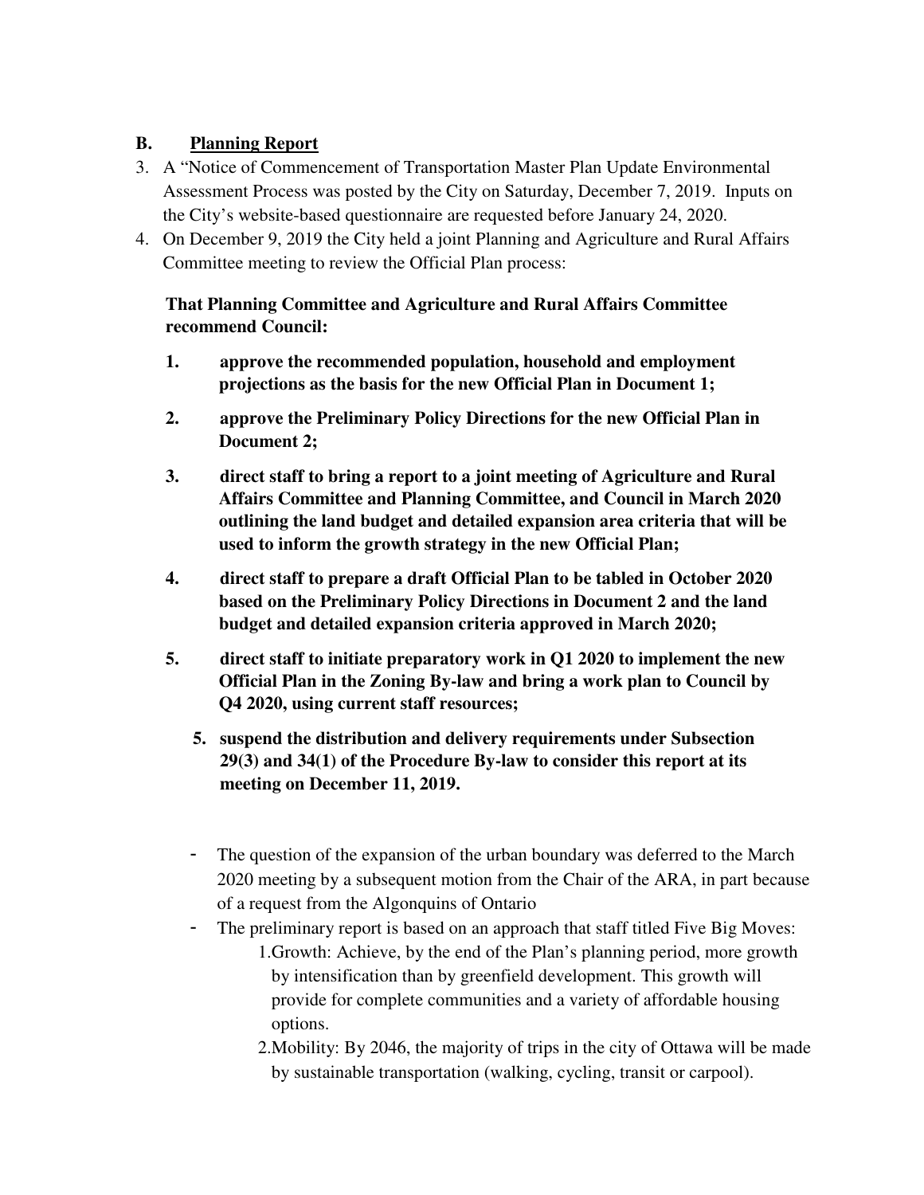## B. **Planning Report**

3. A "Notice of Commencement of Transportation Master Plan Update Environmental Assessment Process was posted by the City on Saturday, December 7, 2019. Inputs on the City's website-based questionnaire are requested before January 24, 2020.
4. On December 9, 2019 the City held a joint Planning and Agriculture and Rural Affairs Committee meeting to review the Official Plan process:

   **That Planning Committee and Agriculture and Rural Affairs Committee recommend Council:**

   **1. approve the recommended population, household and employment projections as the basis for the new Official Plan in Document 1;**

   **2. approve the Preliminary Policy Directions for the new Official Plan in Document 2;**

   **3. direct staff to bring a report to a joint meeting of Agriculture and Rural Affairs Committee and Planning Committee, and Council in March 2020 outlining the land budget and detailed expansion area criteria that will be used to inform the growth strategy in the new Official Plan;**

   **4. direct staff to prepare a draft Official Plan to be tabled in October 2020 based on the Preliminary Policy Directions in Document 2 and the land budget and detailed expansion criteria approved in March 2020;**

   **5. direct staff to initiate preparatory work in Q1 2020 to implement the new Official Plan in the Zoning By-law and bring a work plan to Council by Q4 2020, using current staff resources;**

   **5. suspend the distribution and delivery requirements under Subsection 29(3) and 34(1) of the Procedure By-law to consider this report at its meeting on December 11, 2019.**

   - The question of the expansion of the urban boundary was deferred to the March 2020 meeting by a subsequent motion from the Chair of the ARA, in part because of a request from the Algonquins of Ontario
   - The preliminary report is based on an approach that staff titled Five Big Moves:
     1. Growth: Achieve, by the end of the Plan's planning period, more growth by intensification than by greenfield development. This growth will provide for complete communities and a variety of affordable housing options.
     2. Mobility: By 2046, the majority of trips in the city of Ottawa will be made by sustainable transportation (walking, cycling, transit or carpool).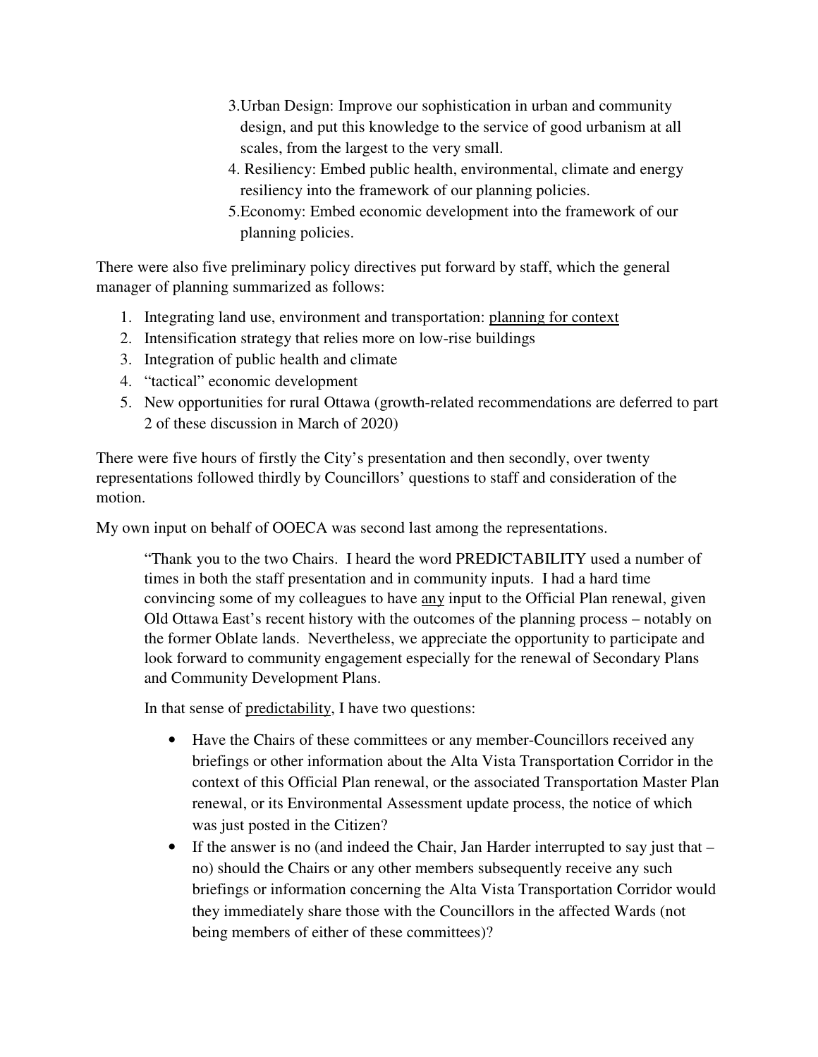3. Urban Design: Improve our sophistication in urban and community design, and put this knowledge to the service of good urbanism at all scales, from the largest to the very small.
4. Resiliency: Embed public health, environmental, climate and energy resiliency into the framework of our planning policies.
5. Economy: Embed economic development into the framework of our planning policies.

There were also five preliminary policy directives put forward by staff, which the general manager of planning summarized as follows:

1. Integrating land use, environment and transportation: <u>planning for context</u>
2. Intensification strategy that relies more on low-rise buildings
3. Integration of public health and climate
4. "tactical" economic development
5. New opportunities for rural Ottawa (growth-related recommendations are deferred to part 2 of these discussion in March of 2020)

There were five hours of firstly the City's presentation and then secondly, over twenty representations followed thirdly by Councillors' questions to staff and consideration of the motion.

My own input on behalf of OOECA was second last among the representations.

> "Thank you to the two Chairs. I heard the word PREDICTABILITY used a number of times in both the staff presentation and in community inputs. I had a hard time convincing some of my colleagues to have <u>any</u> input to the Official Plan renewal, given Old Ottawa East's recent history with the outcomes of the planning process – notably on the former Oblate lands. Nevertheless, we appreciate the opportunity to participate and look forward to community engagement especially for the renewal of Secondary Plans and Community Development Plans.
>
> In that sense of <u>predictability</u>, I have two questions:
>
> - Have the Chairs of these committees or any member-Councillors received any briefings or other information about the Alta Vista Transportation Corridor in the context of this Official Plan renewal, or the associated Transportation Master Plan renewal, or its Environmental Assessment update process, the notice of which was just posted in the Citizen?
> - If the answer is no (and indeed the Chair, Jan Harder interrupted to say just that – no) should the Chairs or any other members subsequently receive any such briefings or information concerning the Alta Vista Transportation Corridor would they immediately share those with the Councillors in the affected Wards (not being members of either of these committees)?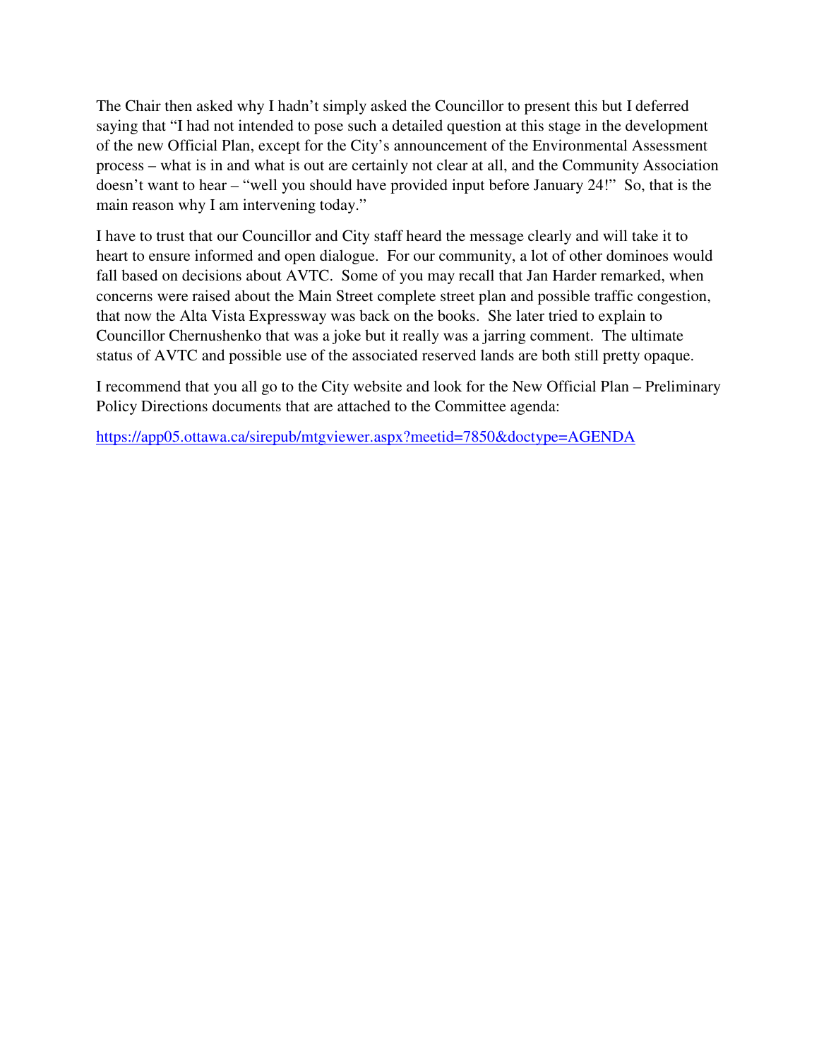The Chair then asked why I hadn't simply asked the Councillor to present this but I deferred saying that "I had not intended to pose such a detailed question at this stage in the development of the new Official Plan, except for the City's announcement of the Environmental Assessment process – what is in and what is out are certainly not clear at all, and the Community Association doesn't want to hear – "well you should have provided input before January 24!" So, that is the main reason why I am intervening today."

I have to trust that our Councillor and City staff heard the message clearly and will take it to heart to ensure informed and open dialogue. For our community, a lot of other dominoes would fall based on decisions about AVTC. Some of you may recall that Jan Harder remarked, when concerns were raised about the Main Street complete street plan and possible traffic congestion, that now the Alta Vista Expressway was back on the books. She later tried to explain to Councillor Chernushenko that was a joke but it really was a jarring comment. The ultimate status of AVTC and possible use of the associated reserved lands are both still pretty opaque.

I recommend that you all go to the City website and look for the New Official Plan – Preliminary Policy Directions documents that are attached to the Committee agenda:

https://app05.ottawa.ca/sirepub/mtgviewer.aspx?meetid=7850&doctype=AGENDA